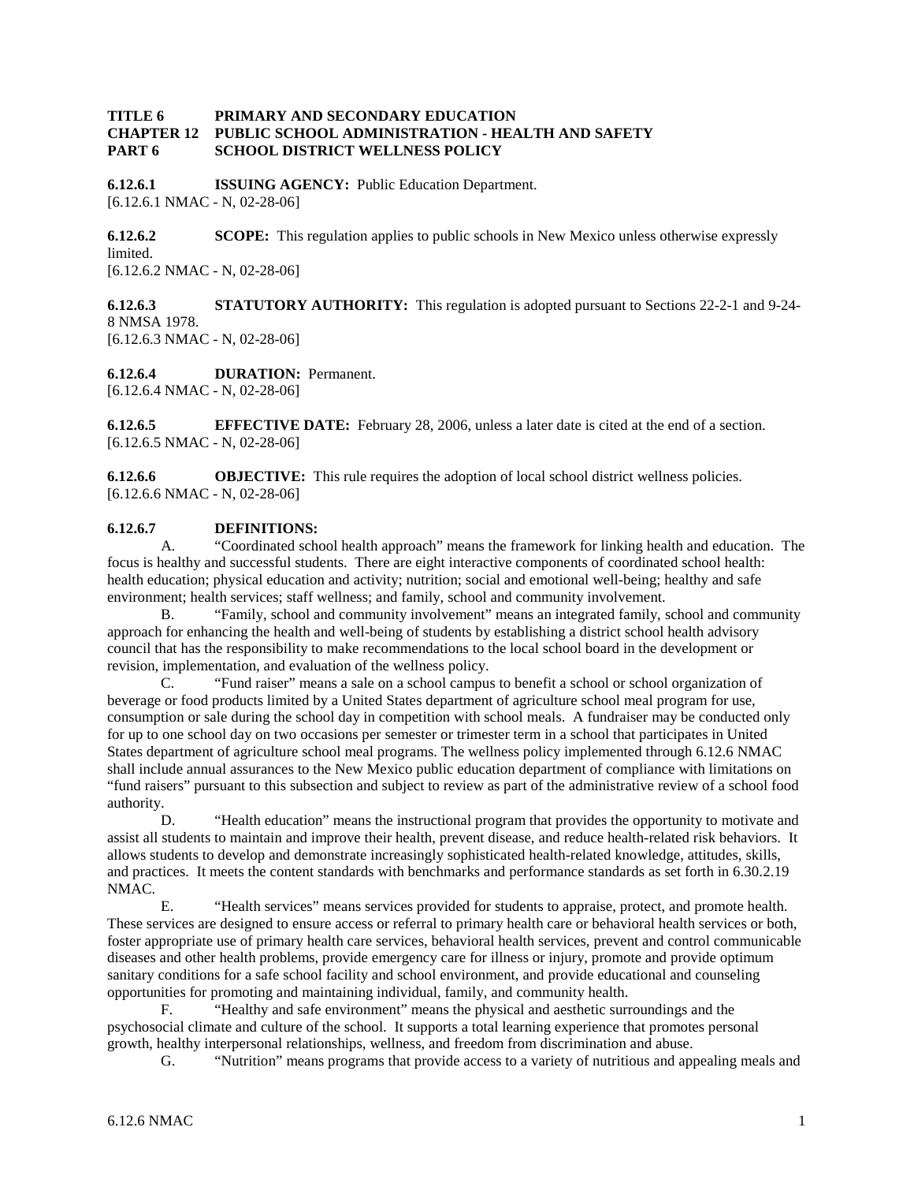**TITLE 6 PRIMARY AND SECONDARY EDUCATION**
**CHAPTER 12 PUBLIC SCHOOL ADMINISTRATION - HEALTH AND SAFETY**
**PART 6 SCHOOL DISTRICT WELLNESS POLICY**

**6.12.6.1 ISSUING AGENCY:** Public Education Department.
[6.12.6.1 NMAC - N, 02-28-06]

**6.12.6.2 SCOPE:** This regulation applies to public schools in New Mexico unless otherwise expressly limited.
[6.12.6.2 NMAC - N, 02-28-06]

**6.12.6.3 STATUTORY AUTHORITY:** This regulation is adopted pursuant to Sections 22-2-1 and 9-24-8 NMSA 1978.
[6.12.6.3 NMAC - N, 02-28-06]

**6.12.6.4 DURATION:** Permanent.
[6.12.6.4 NMAC - N, 02-28-06]

**6.12.6.5 EFFECTIVE DATE:** February 28, 2006, unless a later date is cited at the end of a section.
[6.12.6.5 NMAC - N, 02-28-06]

**6.12.6.6 OBJECTIVE:** This rule requires the adoption of local school district wellness policies.
[6.12.6.6 NMAC - N, 02-28-06]

**6.12.6.7 DEFINITIONS:**

A. "Coordinated school health approach" means the framework for linking health and education. The focus is healthy and successful students. There are eight interactive components of coordinated school health: health education; physical education and activity; nutrition; social and emotional well-being; healthy and safe environment; health services; staff wellness; and family, school and community involvement.

B. "Family, school and community involvement" means an integrated family, school and community approach for enhancing the health and well-being of students by establishing a district school health advisory council that has the responsibility to make recommendations to the local school board in the development or revision, implementation, and evaluation of the wellness policy.

C. "Fund raiser" means a sale on a school campus to benefit a school or school organization of beverage or food products limited by a United States department of agriculture school meal program for use, consumption or sale during the school day in competition with school meals. A fundraiser may be conducted only for up to one school day on two occasions per semester or trimester term in a school that participates in United States department of agriculture school meal programs. The wellness policy implemented through 6.12.6 NMAC shall include annual assurances to the New Mexico public education department of compliance with limitations on "fund raisers" pursuant to this subsection and subject to review as part of the administrative review of a school food authority.

D. "Health education" means the instructional program that provides the opportunity to motivate and assist all students to maintain and improve their health, prevent disease, and reduce health-related risk behaviors. It allows students to develop and demonstrate increasingly sophisticated health-related knowledge, attitudes, skills, and practices. It meets the content standards with benchmarks and performance standards as set forth in 6.30.2.19 NMAC.

E. "Health services" means services provided for students to appraise, protect, and promote health. These services are designed to ensure access or referral to primary health care or behavioral health services or both, foster appropriate use of primary health care services, behavioral health services, prevent and control communicable diseases and other health problems, provide emergency care for illness or injury, promote and provide optimum sanitary conditions for a safe school facility and school environment, and provide educational and counseling opportunities for promoting and maintaining individual, family, and community health.

F. "Healthy and safe environment" means the physical and aesthetic surroundings and the psychosocial climate and culture of the school. It supports a total learning experience that promotes personal growth, healthy interpersonal relationships, wellness, and freedom from discrimination and abuse.

G. "Nutrition" means programs that provide access to a variety of nutritious and appealing meals and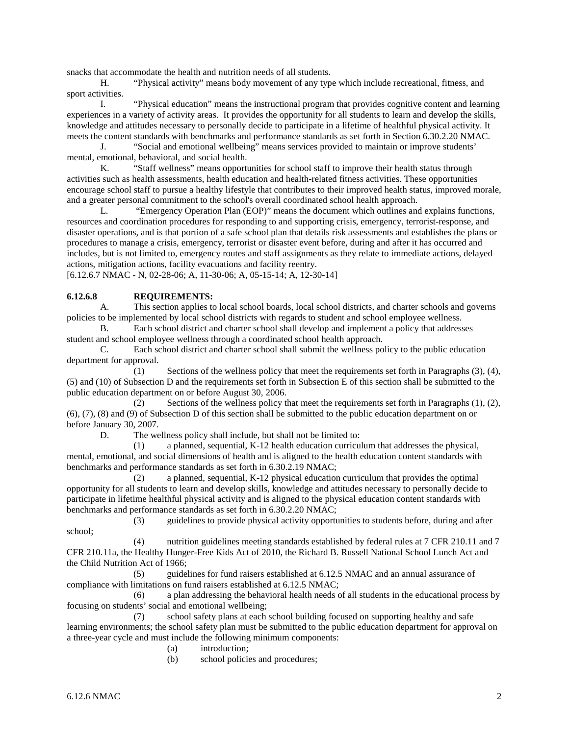snacks that accommodate the health and nutrition needs of all students.

H. "Physical activity" means body movement of any type which include recreational, fitness, and sport activities.

I. "Physical education" means the instructional program that provides cognitive content and learning experiences in a variety of activity areas. It provides the opportunity for all students to learn and develop the skills, knowledge and attitudes necessary to personally decide to participate in a lifetime of healthful physical activity. It meets the content standards with benchmarks and performance standards as set forth in Section 6.30.2.20 NMAC.

J. "Social and emotional wellbeing" means services provided to maintain or improve students' mental, emotional, behavioral, and social health.

K. "Staff wellness" means opportunities for school staff to improve their health status through activities such as health assessments, health education and health-related fitness activities. These opportunities encourage school staff to pursue a healthy lifestyle that contributes to their improved health status, improved morale, and a greater personal commitment to the school's overall coordinated school health approach.

L. "Emergency Operation Plan (EOP)" means the document which outlines and explains functions, resources and coordination procedures for responding to and supporting crisis, emergency, terrorist-response, and disaster operations, and is that portion of a safe school plan that details risk assessments and establishes the plans or procedures to manage a crisis, emergency, terrorist or disaster event before, during and after it has occurred and includes, but is not limited to, emergency routes and staff assignments as they relate to immediate actions, delayed actions, mitigation actions, facility evacuations and facility reentry.

[6.12.6.7 NMAC - N, 02-28-06; A, 11-30-06; A, 05-15-14; A, 12-30-14]

**6.12.6.8 REQUIREMENTS:**

A. This section applies to local school boards, local school districts, and charter schools and governs policies to be implemented by local school districts with regards to student and school employee wellness.

B. Each school district and charter school shall develop and implement a policy that addresses student and school employee wellness through a coordinated school health approach.

C. Each school district and charter school shall submit the wellness policy to the public education department for approval.

(1) Sections of the wellness policy that meet the requirements set forth in Paragraphs (3), (4), (5) and (10) of Subsection D and the requirements set forth in Subsection E of this section shall be submitted to the public education department on or before August 30, 2006.

(2) Sections of the wellness policy that meet the requirements set forth in Paragraphs (1), (2), (6), (7), (8) and (9) of Subsection D of this section shall be submitted to the public education department on or before January 30, 2007.

D. The wellness policy shall include, but shall not be limited to:

(1) a planned, sequential, K-12 health education curriculum that addresses the physical, mental, emotional, and social dimensions of health and is aligned to the health education content standards with benchmarks and performance standards as set forth in 6.30.2.19 NMAC;

(2) a planned, sequential, K-12 physical education curriculum that provides the optimal opportunity for all students to learn and develop skills, knowledge and attitudes necessary to personally decide to participate in lifetime healthful physical activity and is aligned to the physical education content standards with benchmarks and performance standards as set forth in 6.30.2.20 NMAC;

(3) guidelines to provide physical activity opportunities to students before, during and after school;

(4) nutrition guidelines meeting standards established by federal rules at 7 CFR 210.11 and 7 CFR 210.11a, the Healthy Hunger-Free Kids Act of 2010, the Richard B. Russell National School Lunch Act and the Child Nutrition Act of 1966;

(5) guidelines for fund raisers established at 6.12.5 NMAC and an annual assurance of compliance with limitations on fund raisers established at 6.12.5 NMAC;

(6) a plan addressing the behavioral health needs of all students in the educational process by focusing on students' social and emotional wellbeing;

(7) school safety plans at each school building focused on supporting healthy and safe learning environments; the school safety plan must be submitted to the public education department for approval on a three-year cycle and must include the following minimum components:

(a) introduction;

(b) school policies and procedures;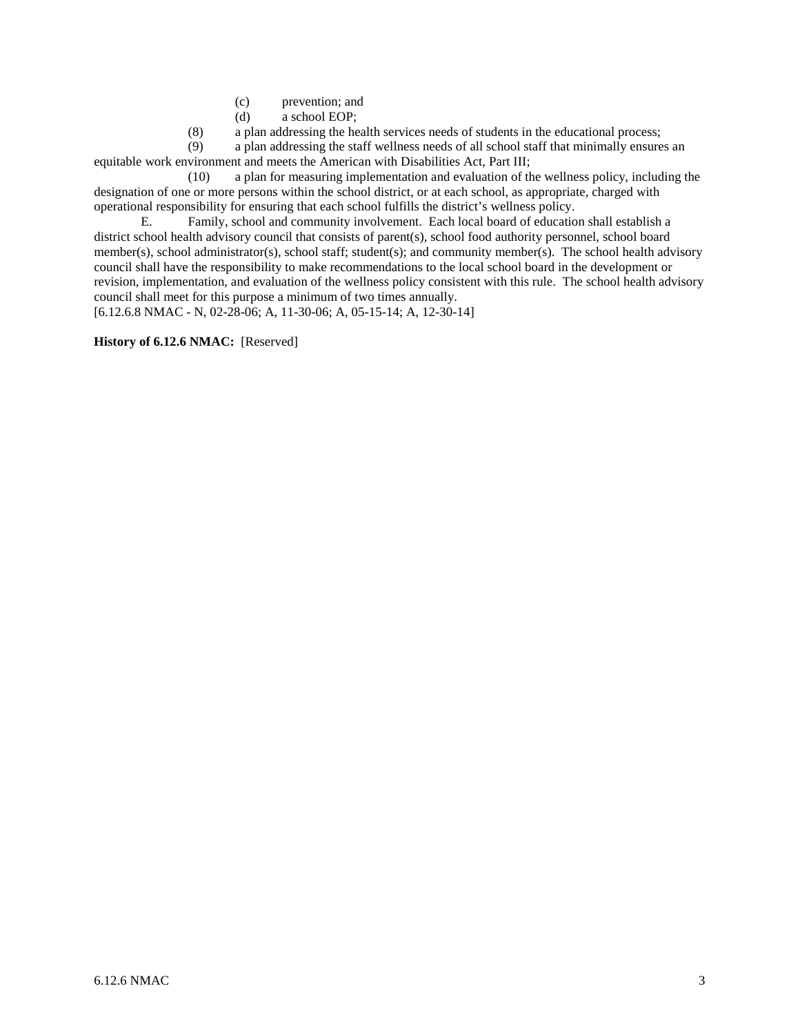(c) prevention; and

(d) a school EOP;

(8) a plan addressing the health services needs of students in the educational process;

(9) a plan addressing the staff wellness needs of all school staff that minimally ensures an equitable work environment and meets the American with Disabilities Act, Part III;

(10) a plan for measuring implementation and evaluation of the wellness policy, including the designation of one or more persons within the school district, or at each school, as appropriate, charged with operational responsibility for ensuring that each school fulfills the district's wellness policy.

E. Family, school and community involvement. Each local board of education shall establish a district school health advisory council that consists of parent(s), school food authority personnel, school board member(s), school administrator(s), school staff; student(s); and community member(s). The school health advisory council shall have the responsibility to make recommendations to the local school board in the development or revision, implementation, and evaluation of the wellness policy consistent with this rule. The school health advisory council shall meet for this purpose a minimum of two times annually.

[6.12.6.8 NMAC - N, 02-28-06; A, 11-30-06; A, 05-15-14; A, 12-30-14]

**History of 6.12.6 NMAC:** [Reserved]